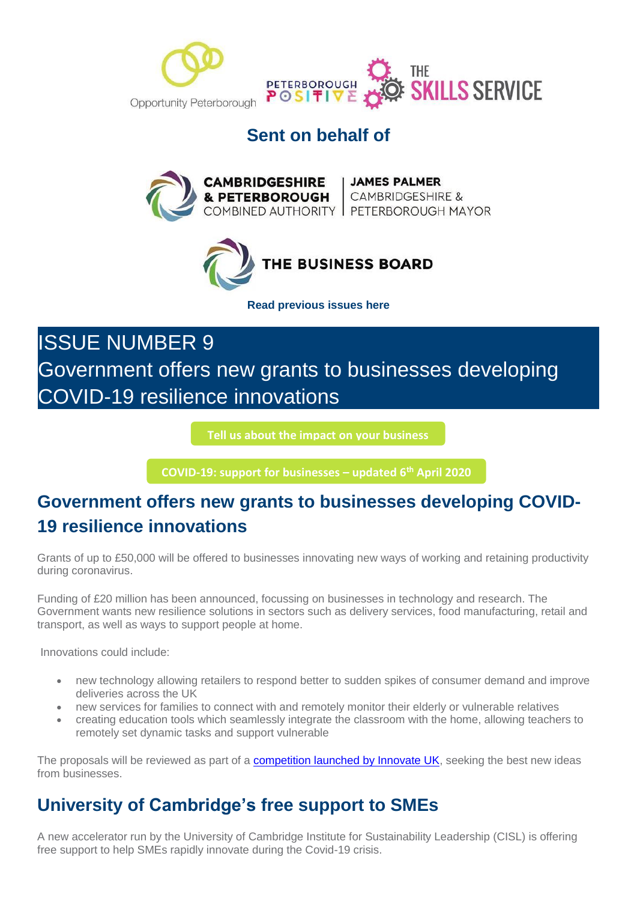Opportunity Peterborough

PETERBOROUGH POSITIVE

THE SKILLS SERVICE

**Sent on behalf of**

CAMBRIDGESHIRE & PETERBOROUGH COMBINED AUTHORITY | JAMES PALMER CAMBRIDGESHIRE & PETERBOROUGH MAYOR

THE BUSINESS BOARD

**Read previous issues here**

# ISSUE NUMBER 9
# Government offers new grants to businesses developing COVID-19 resilience innovations

**Tell us about the impact on your business**

**COVID-19: support for businesses – updated 6th April 2020**

## Government offers new grants to businesses developing COVID-19 resilience innovations

Grants of up to £50,000 will be offered to businesses innovating new ways of working and retaining productivity during coronavirus.

Funding of £20 million has been announced, focussing on businesses in technology and research. The Government wants new resilience solutions in sectors such as delivery services, food manufacturing, retail and transport, as well as ways to support people at home.

Innovations could include:

- new technology allowing retailers to respond better to sudden spikes of consumer demand and improve deliveries across the UK
- new services for families to connect with and remotely monitor their elderly or vulnerable relatives
- creating education tools which seamlessly integrate the classroom with the home, allowing teachers to remotely set dynamic tasks and support vulnerable

The proposals will be reviewed as part of a competition launched by Innovate UK, seeking the best new ideas from businesses.

## University of Cambridge's free support to SMEs

A new accelerator run by the University of Cambridge Institute for Sustainability Leadership (CISL) is offering free support to help SMEs rapidly innovate during the Covid-19 crisis.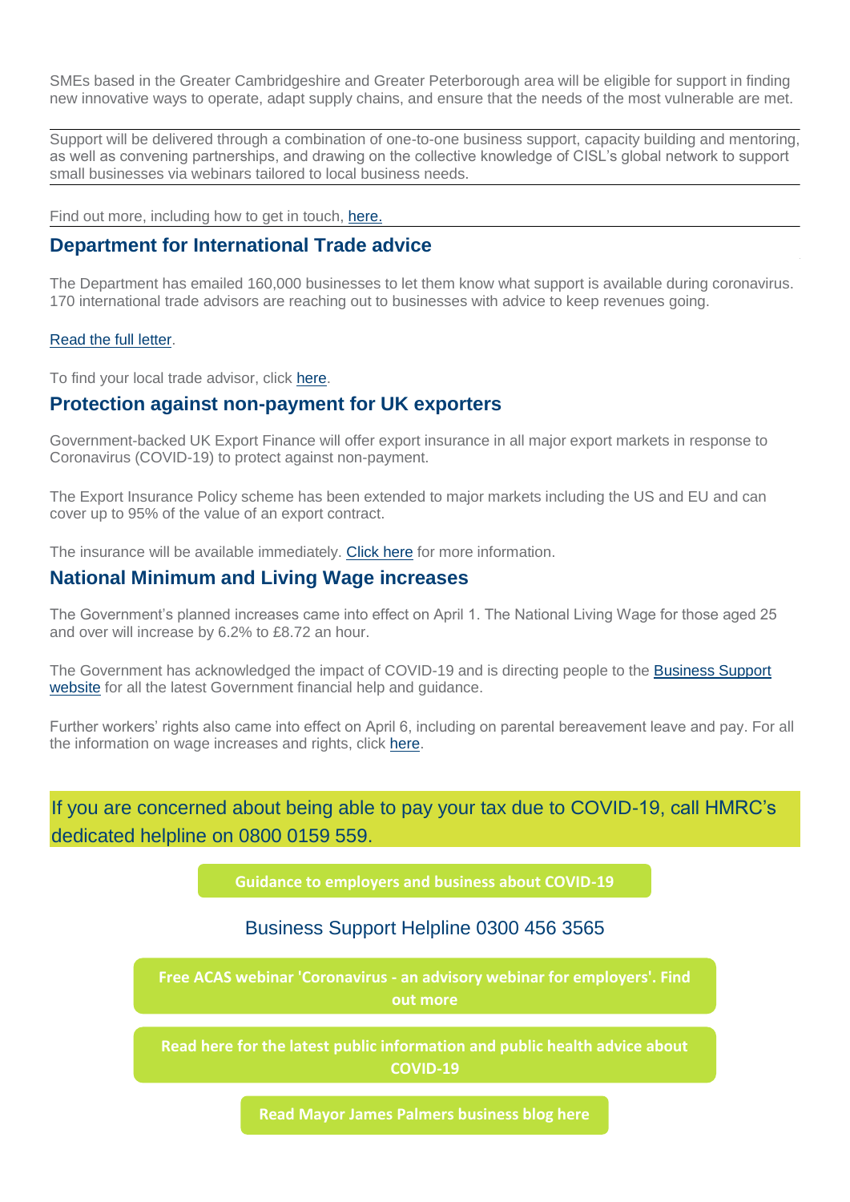SMEs based in the Greater Cambridgeshire and Greater Peterborough area will be eligible for support in finding new innovative ways to operate, adapt supply chains, and ensure that the needs of the most vulnerable are met.

Support will be delivered through a combination of one-to-one business support, capacity building and mentoring, as well as convening partnerships, and drawing on the collective knowledge of CISL's global network to support small businesses via webinars tailored to local business needs.

Find out more, including how to get in touch, here.

## Department for International Trade advice

The Department has emailed 160,000 businesses to let them know what support is available during coronavirus. 170 international trade advisors are reaching out to businesses with advice to keep revenues going.

Read the full letter.

To find your local trade advisor, click here.

## Protection against non-payment for UK exporters

Government-backed UK Export Finance will offer export insurance in all major export markets in response to Coronavirus (COVID-19) to protect against non-payment.

The Export Insurance Policy scheme has been extended to major markets including the US and EU and can cover up to 95% of the value of an export contract.

The insurance will be available immediately. Click here for more information.

## National Minimum and Living Wage increases

The Government's planned increases came into effect on April 1. The National Living Wage for those aged 25 and over will increase by 6.2% to £8.72 an hour.

The Government has acknowledged the impact of COVID-19 and is directing people to the Business Support website for all the latest Government financial help and guidance.

Further workers' rights also came into effect on April 6, including on parental bereavement leave and pay. For all the information on wage increases and rights, click here.

If you are concerned about being able to pay your tax due to COVID-19, call HMRC's dedicated helpline on 0800 0159 559.

**Guidance to employers and business about COVID-19**

Business Support Helpline 0300 456 3565

**Free ACAS webinar 'Coronavirus - an advisory webinar for employers'. Find out more**

**Read here for the latest public information and public health advice about COVID-19**

**Read Mayor James Palmers business blog here**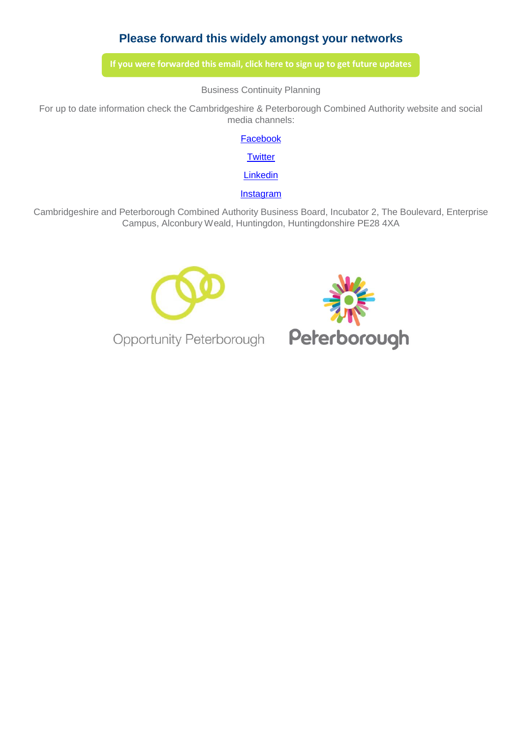## Please forward this widely amongst your networks

**If you were forwarded this email, click here to sign up to get future updates**

Business Continuity Planning

For up to date information check the Cambridgeshire & Peterborough Combined Authority website and social media channels:

Facebook

Twitter

Linkedin

Instagram

Cambridgeshire and Peterborough Combined Authority Business Board, Incubator 2, The Boulevard, Enterprise Campus, Alconbury Weald, Huntingdon, Huntingdonshire PE28 4XA

Opportunity Peterborough

Peterborough